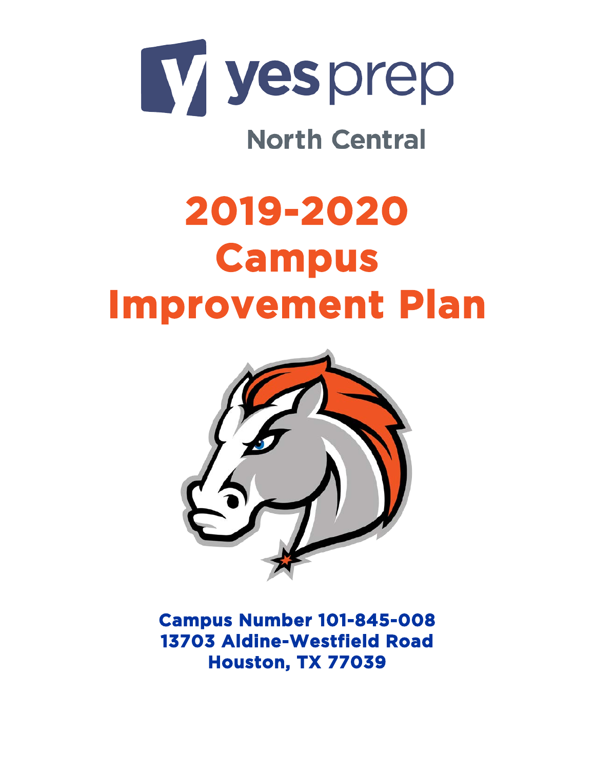yes prep

North Central

# 2019-2020 Campus Improvement Plan

**Campus Number 101-845-008**
**13703 Aldine-Westfield Road**
**Houston, TX 77039**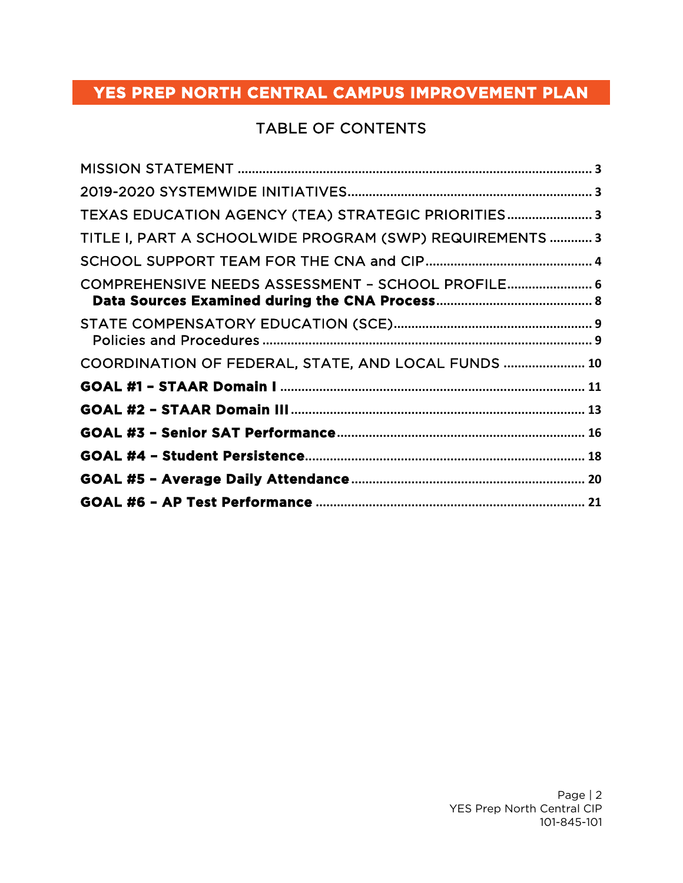# YES PREP NORTH CENTRAL CAMPUS IMPROVEMENT PLAN

## TABLE OF CONTENTS

MISSION STATEMENT .......... 3
2019-2020 SYSTEMWIDE INITIATIVES .......... 3
TEXAS EDUCATION AGENCY (TEA) STRATEGIC PRIORITIES .......... 3
TITLE I, PART A SCHOOLWIDE PROGRAM (SWP) REQUIREMENTS .......... 3
SCHOOL SUPPORT TEAM FOR THE CNA and CIP .......... 4
COMPREHENSIVE NEEDS ASSESSMENT – SCHOOL PROFILE .......... 6
 **Data Sources Examined during the CNA Process** .......... 8
STATE COMPENSATORY EDUCATION (SCE) .......... 9
 Policies and Procedures .......... 9
COORDINATION OF FEDERAL, STATE, AND LOCAL FUNDS .......... 10
**GOAL #1 – STAAR Domain I** .......... 11
**GOAL #2 – STAAR Domain III** .......... 13
**GOAL #3 – Senior SAT Performance** .......... 16
**GOAL #4 – Student Persistence** .......... 18
**GOAL #5 – Average Daily Attendance** .......... 20
**GOAL #6 – AP Test Performance** .......... 21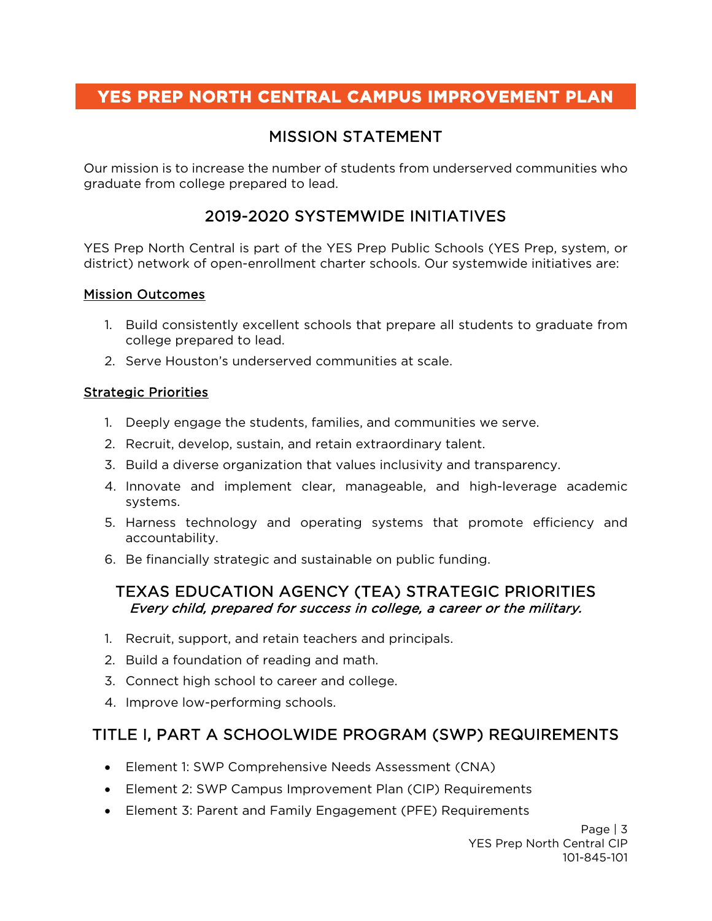# YES PREP NORTH CENTRAL CAMPUS IMPROVEMENT PLAN

## MISSION STATEMENT

Our mission is to increase the number of students from underserved communities who graduate from college prepared to lead.

## 2019-2020 SYSTEMWIDE INITIATIVES

YES Prep North Central is part of the YES Prep Public Schools (YES Prep, system, or district) network of open-enrollment charter schools. Our systemwide initiatives are:

### Mission Outcomes

1. Build consistently excellent schools that prepare all students to graduate from college prepared to lead.
2. Serve Houston's underserved communities at scale.

### Strategic Priorities

1. Deeply engage the students, families, and communities we serve.
2. Recruit, develop, sustain, and retain extraordinary talent.
3. Build a diverse organization that values inclusivity and transparency.
4. Innovate and implement clear, manageable, and high-leverage academic systems.
5. Harness technology and operating systems that promote efficiency and accountability.
6. Be financially strategic and sustainable on public funding.

## TEXAS EDUCATION AGENCY (TEA) STRATEGIC PRIORITIES

*Every child, prepared for success in college, a career or the military.*

1. Recruit, support, and retain teachers and principals.
2. Build a foundation of reading and math.
3. Connect high school to career and college.
4. Improve low-performing schools.

## TITLE I, PART A SCHOOLWIDE PROGRAM (SWP) REQUIREMENTS

- Element 1: SWP Comprehensive Needs Assessment (CNA)
- Element 2: SWP Campus Improvement Plan (CIP) Requirements
- Element 3: Parent and Family Engagement (PFE) Requirements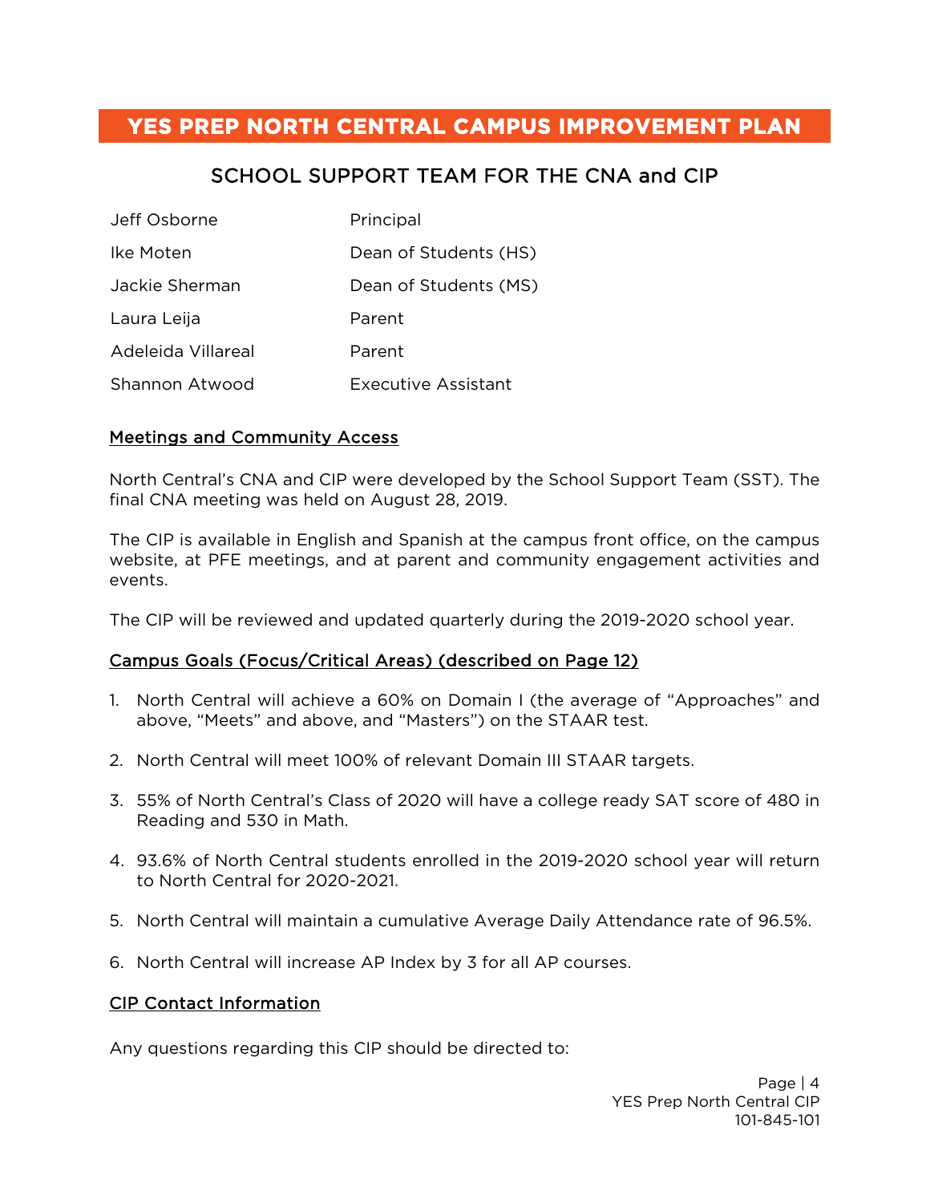# YES PREP NORTH CENTRAL CAMPUS IMPROVEMENT PLAN

## SCHOOL SUPPORT TEAM FOR THE CNA and CIP

| | |
|---|---|
| Jeff Osborne | Principal |
| Ike Moten | Dean of Students (HS) |
| Jackie Sherman | Dean of Students (MS) |
| Laura Leija | Parent |
| Adeleida Villareal | Parent |
| Shannon Atwood | Executive Assistant |

### Meetings and Community Access

North Central's CNA and CIP were developed by the School Support Team (SST). The final CNA meeting was held on August 28, 2019.

The CIP is available in English and Spanish at the campus front office, on the campus website, at PFE meetings, and at parent and community engagement activities and events.

The CIP will be reviewed and updated quarterly during the 2019-2020 school year.

### Campus Goals (Focus/Critical Areas) (described on Page 12)

1. North Central will achieve a 60% on Domain I (the average of "Approaches" and above, "Meets" and above, and "Masters") on the STAAR test.
2. North Central will meet 100% of relevant Domain III STAAR targets.
3. 55% of North Central's Class of 2020 will have a college ready SAT score of 480 in Reading and 530 in Math.
4. 93.6% of North Central students enrolled in the 2019-2020 school year will return to North Central for 2020-2021.
5. North Central will maintain a cumulative Average Daily Attendance rate of 96.5%.
6. North Central will increase AP Index by 3 for all AP courses.

### CIP Contact Information

Any questions regarding this CIP should be directed to: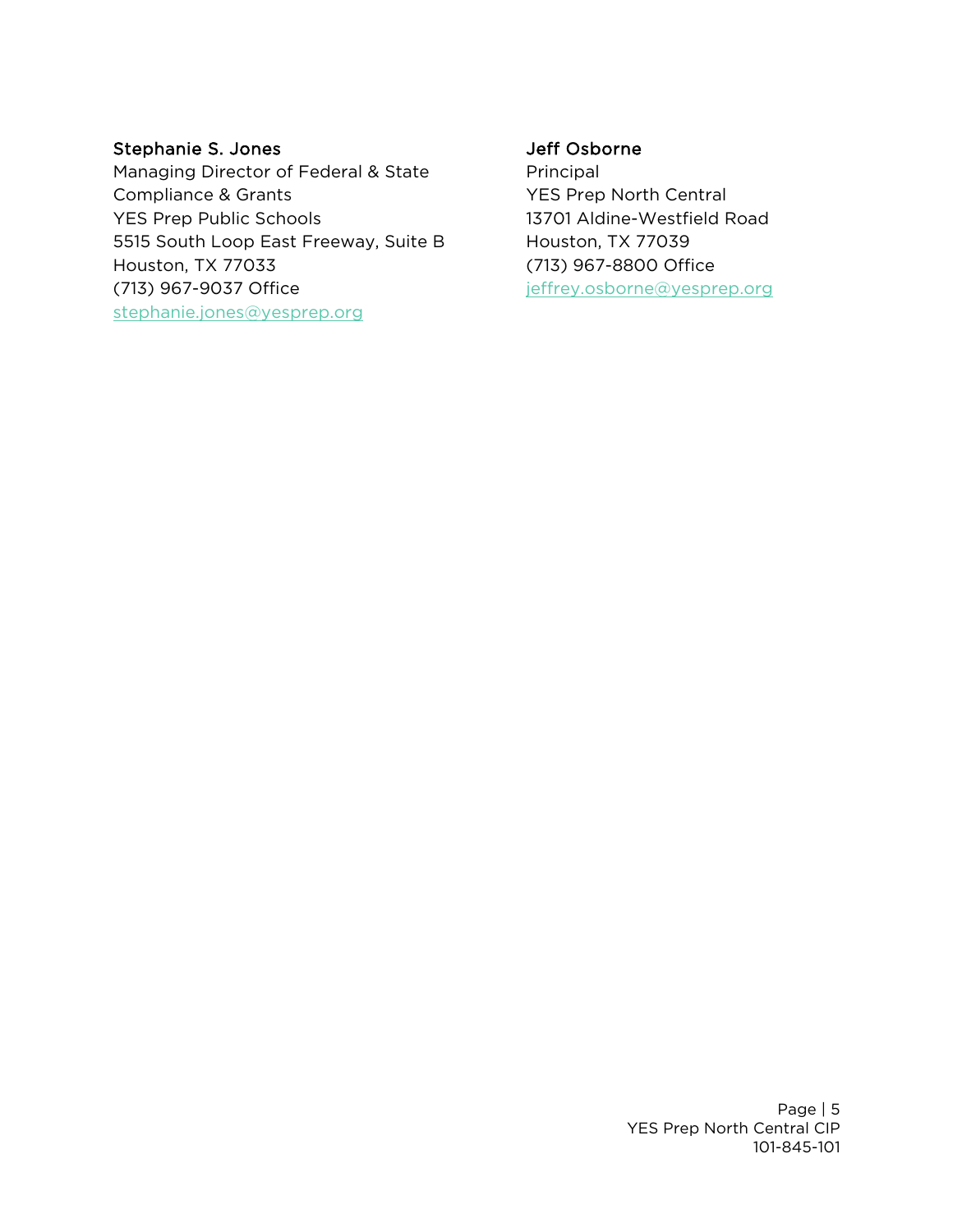**Stephanie S. Jones**
Managing Director of Federal & State Compliance & Grants
YES Prep Public Schools
5515 South Loop East Freeway, Suite B
Houston, TX 77033
(713) 967-9037 Office
stephanie.jones@yesprep.org

**Jeff Osborne**
Principal
YES Prep North Central
13701 Aldine-Westfield Road
Houston, TX 77039
(713) 967-8800 Office
jeffrey.osborne@yesprep.org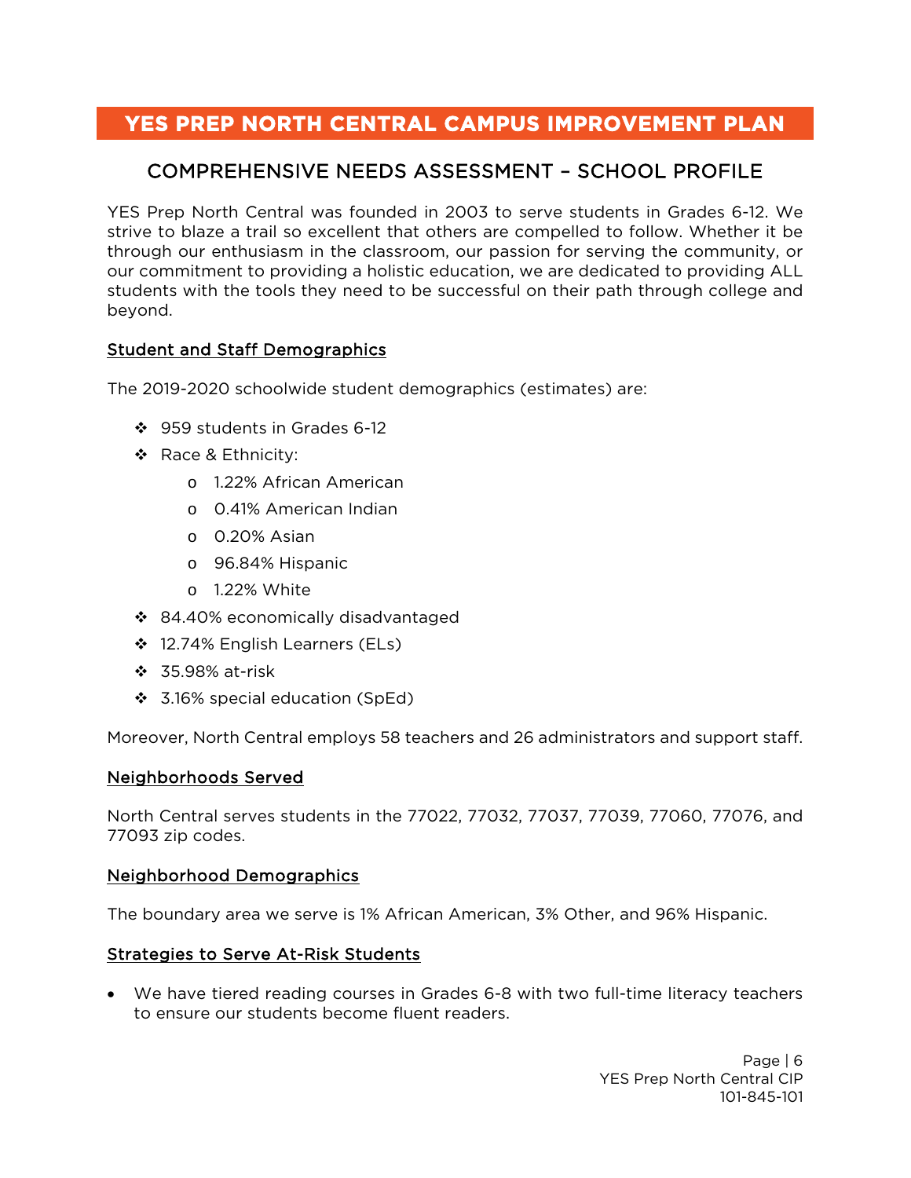# YES PREP NORTH CENTRAL CAMPUS IMPROVEMENT PLAN

## COMPREHENSIVE NEEDS ASSESSMENT – SCHOOL PROFILE

YES Prep North Central was founded in 2003 to serve students in Grades 6-12. We strive to blaze a trail so excellent that others are compelled to follow. Whether it be through our enthusiasm in the classroom, our passion for serving the community, or our commitment to providing a holistic education, we are dedicated to providing ALL students with the tools they need to be successful on their path through college and beyond.

### Student and Staff Demographics

The 2019-2020 schoolwide student demographics (estimates) are:

- 959 students in Grades 6-12
- Race & Ethnicity:
  - 1.22% African American
  - 0.41% American Indian
  - 0.20% Asian
  - 96.84% Hispanic
  - 1.22% White
- 84.40% economically disadvantaged
- 12.74% English Learners (ELs)
- 35.98% at-risk
- 3.16% special education (SpEd)

Moreover, North Central employs 58 teachers and 26 administrators and support staff.

### Neighborhoods Served

North Central serves students in the 77022, 77032, 77037, 77039, 77060, 77076, and 77093 zip codes.

### Neighborhood Demographics

The boundary area we serve is 1% African American, 3% Other, and 96% Hispanic.

### Strategies to Serve At-Risk Students

- We have tiered reading courses in Grades 6-8 with two full-time literacy teachers to ensure our students become fluent readers.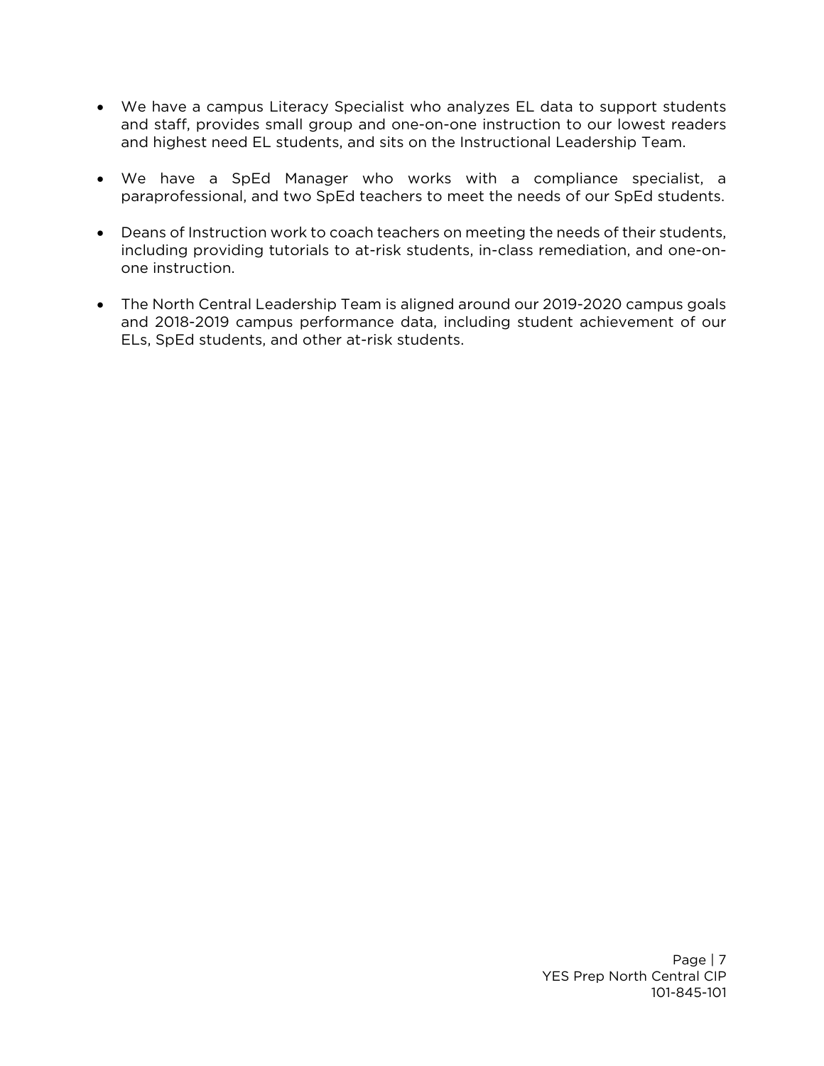- We have a campus Literacy Specialist who analyzes EL data to support students and staff, provides small group and one-on-one instruction to our lowest readers and highest need EL students, and sits on the Instructional Leadership Team.

- We have a SpEd Manager who works with a compliance specialist, a paraprofessional, and two SpEd teachers to meet the needs of our SpEd students.

- Deans of Instruction work to coach teachers on meeting the needs of their students, including providing tutorials to at-risk students, in-class remediation, and one-on-one instruction.

- The North Central Leadership Team is aligned around our 2019-2020 campus goals and 2018-2019 campus performance data, including student achievement of our ELs, SpEd students, and other at-risk students.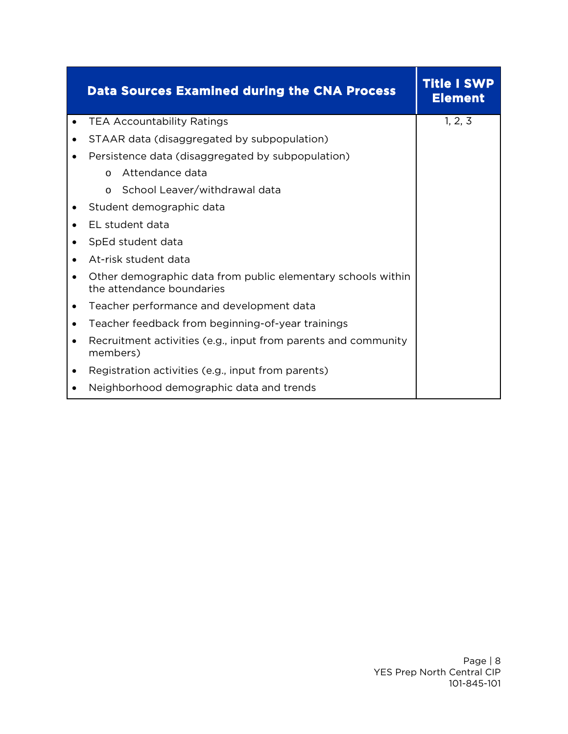| Data Sources Examined during the CNA Process | Title I SWP Element |
|---|---|
| • TEA Accountability Ratings<br>• STAAR data (disaggregated by subpopulation)<br>• Persistence data (disaggregated by subpopulation)<br>&nbsp;&nbsp;&nbsp;&nbsp;o Attendance data<br>&nbsp;&nbsp;&nbsp;&nbsp;o School Leaver/withdrawal data<br>• Student demographic data<br>• EL student data<br>• SpEd student data<br>• At-risk student data<br>• Other demographic data from public elementary schools within the attendance boundaries<br>• Teacher performance and development data<br>• Teacher feedback from beginning-of-year trainings<br>• Recruitment activities (e.g., input from parents and community members)<br>• Registration activities (e.g., input from parents)<br>• Neighborhood demographic data and trends | 1, 2, 3 |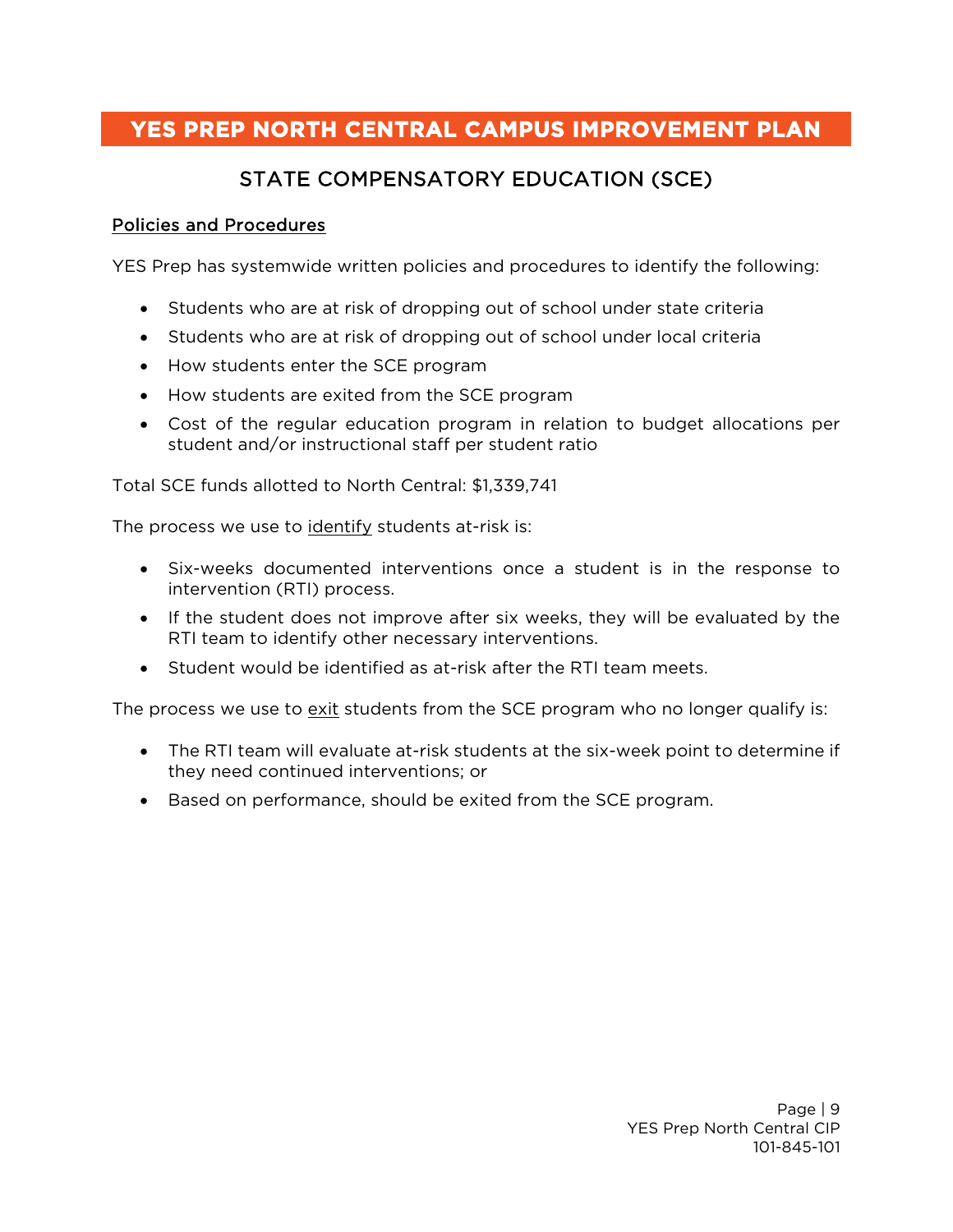# YES PREP NORTH CENTRAL CAMPUS IMPROVEMENT PLAN

## STATE COMPENSATORY EDUCATION (SCE)

### Policies and Procedures

YES Prep has systemwide written policies and procedures to identify the following:

- Students who are at risk of dropping out of school under state criteria
- Students who are at risk of dropping out of school under local criteria
- How students enter the SCE program
- How students are exited from the SCE program
- Cost of the regular education program in relation to budget allocations per student and/or instructional staff per student ratio

Total SCE funds allotted to North Central: $1,339,741

The process we use to identify students at-risk is:

- Six-weeks documented interventions once a student is in the response to intervention (RTI) process.
- If the student does not improve after six weeks, they will be evaluated by the RTI team to identify other necessary interventions.
- Student would be identified as at-risk after the RTI team meets.

The process we use to exit students from the SCE program who no longer qualify is:

- The RTI team will evaluate at-risk students at the six-week point to determine if they need continued interventions; or
- Based on performance, should be exited from the SCE program.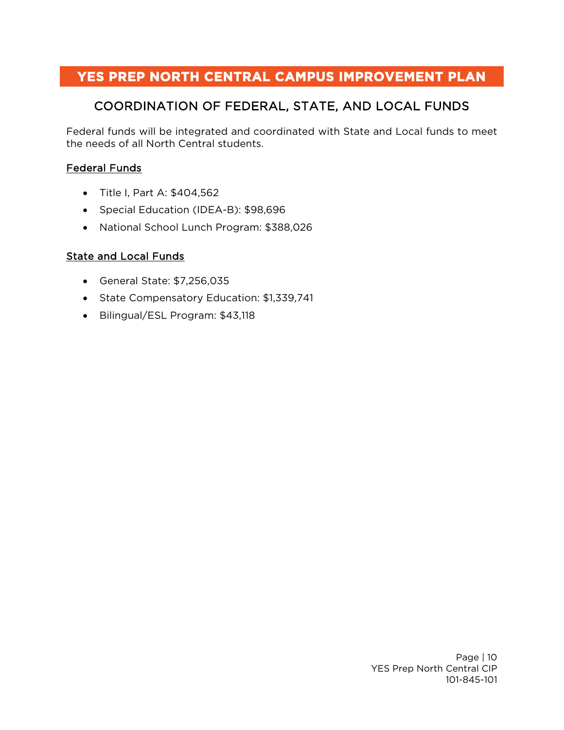# YES PREP NORTH CENTRAL CAMPUS IMPROVEMENT PLAN

## COORDINATION OF FEDERAL, STATE, AND LOCAL FUNDS

Federal funds will be integrated and coordinated with State and Local funds to meet the needs of all North Central students.

### Federal Funds

- Title I, Part A: $404,562
- Special Education (IDEA-B): $98,696
- National School Lunch Program: $388,026

### State and Local Funds

- General State: $7,256,035
- State Compensatory Education: $1,339,741
- Bilingual/ESL Program: $43,118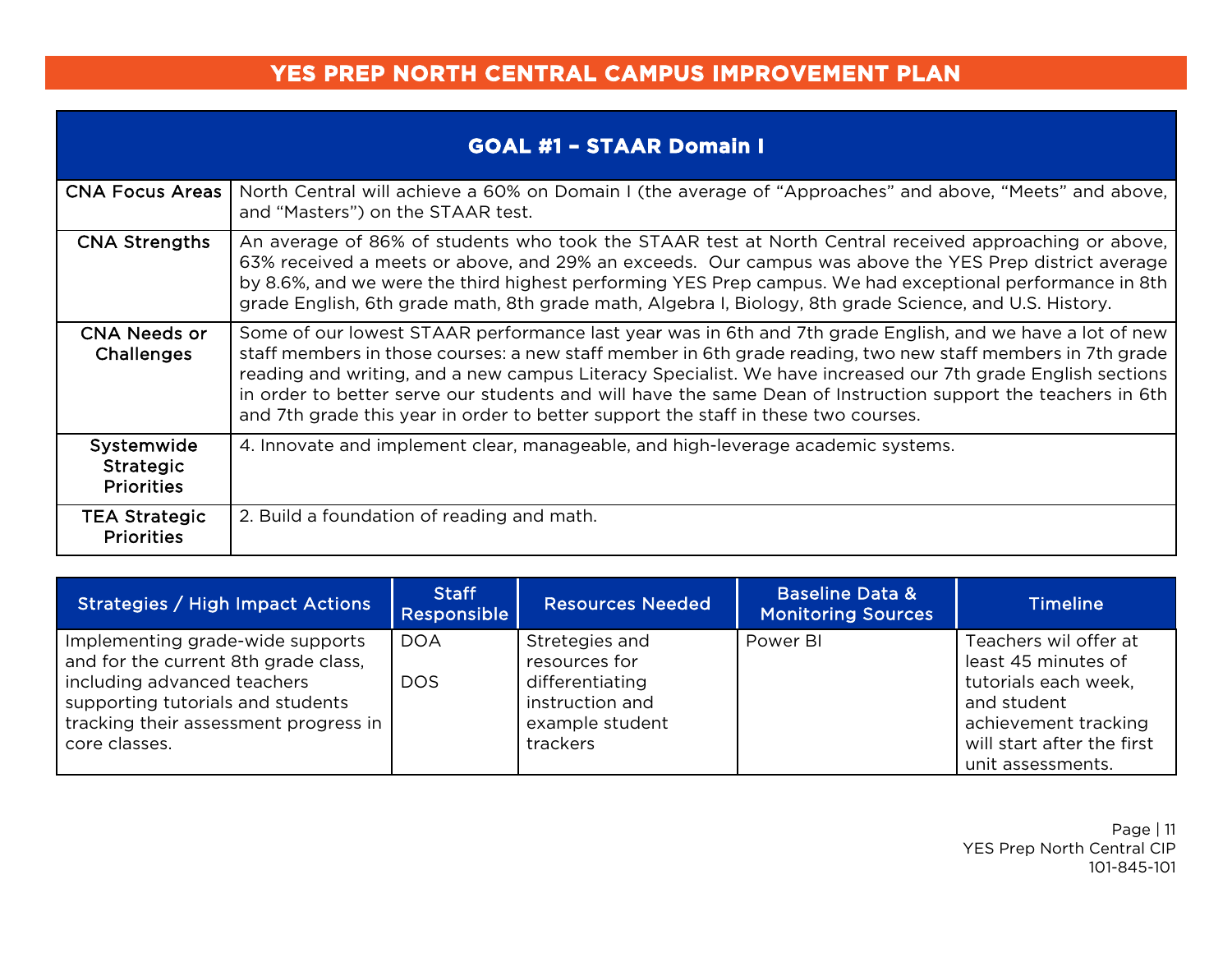# YES PREP NORTH CENTRAL CAMPUS IMPROVEMENT PLAN

| GOAL #1 – STAAR Domain I | |
|---|---|
| CNA Focus Areas | North Central will achieve a 60% on Domain I (the average of "Approaches" and above, "Meets" and above, and "Masters") on the STAAR test. |
| CNA Strengths | An average of 86% of students who took the STAAR test at North Central received approaching or above, 63% received a meets or above, and 29% an exceeds. Our campus was above the YES Prep district average by 8.6%, and we were the third highest performing YES Prep campus. We had exceptional performance in 8th grade English, 6th grade math, 8th grade math, Algebra I, Biology, 8th grade Science, and U.S. History. |
| CNA Needs or Challenges | Some of our lowest STAAR performance last year was in 6th and 7th grade English, and we have a lot of new staff members in those courses: a new staff member in 6th grade reading, two new staff members in 7th grade reading and writing, and a new campus Literacy Specialist. We have increased our 7th grade English sections in order to better serve our students and will have the same Dean of Instruction support the teachers in 6th and 7th grade this year in order to better support the staff in these two courses. |
| Systemwide Strategic Priorities | 4. Innovate and implement clear, manageable, and high-leverage academic systems. |
| TEA Strategic Priorities | 2. Build a foundation of reading and math. |

| Strategies / High Impact Actions | Staff Responsible | Resources Needed | Baseline Data & Monitoring Sources | Timeline |
|---|---|---|---|---|
| Implementing grade-wide supports and for the current 8th grade class, including advanced teachers supporting tutorials and students tracking their assessment progress in core classes. | DOA<br><br>DOS | Stretegies and resources for differentiating instruction and example student trackers | Power BI | Teachers wil offer at least 45 minutes of tutorials each week, and student achievement tracking will start after the first unit assessments. |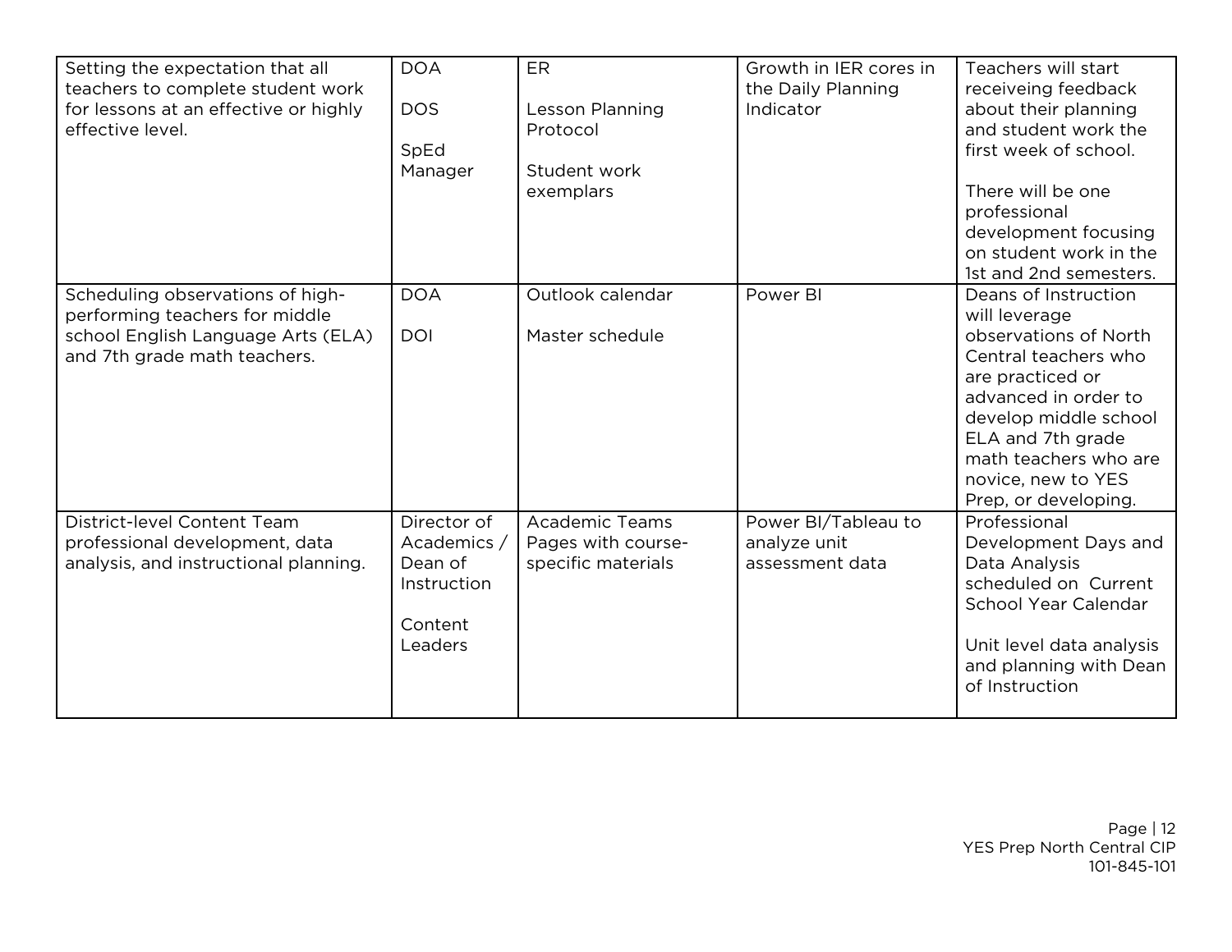| | | | | |
|---|---|---|---|---|
| Setting the expectation that all teachers to complete student work for lessons at an effective or highly effective level. | DOA<br><br>DOS<br><br>SpEd Manager | ER<br><br>Lesson Planning Protocol<br><br>Student work exemplars | Growth in IER cores in the Daily Planning Indicator | Teachers will start receiveing feedback about their planning and student work the first week of school.<br><br>There will be one professional development focusing on student work in the 1st and 2nd semesters. |
| Scheduling observations of high-performing teachers for middle school English Language Arts (ELA) and 7th grade math teachers. | DOA<br><br>DOI | Outlook calendar<br><br>Master schedule | Power BI | Deans of Instruction will leverage observations of North Central teachers who are practiced or advanced in order to develop middle school ELA and 7th grade math teachers who are novice, new to YES Prep, or developing. |
| District-level Content Team professional development, data analysis, and instructional planning. | Director of Academics / Dean of Instruction<br><br>Content Leaders | Academic Teams Pages with course-specific materials | Power BI/Tableau to analyze unit assessment data | Professional Development Days and Data Analysis scheduled on Current School Year Calendar<br><br>Unit level data analysis and planning with Dean of Instruction |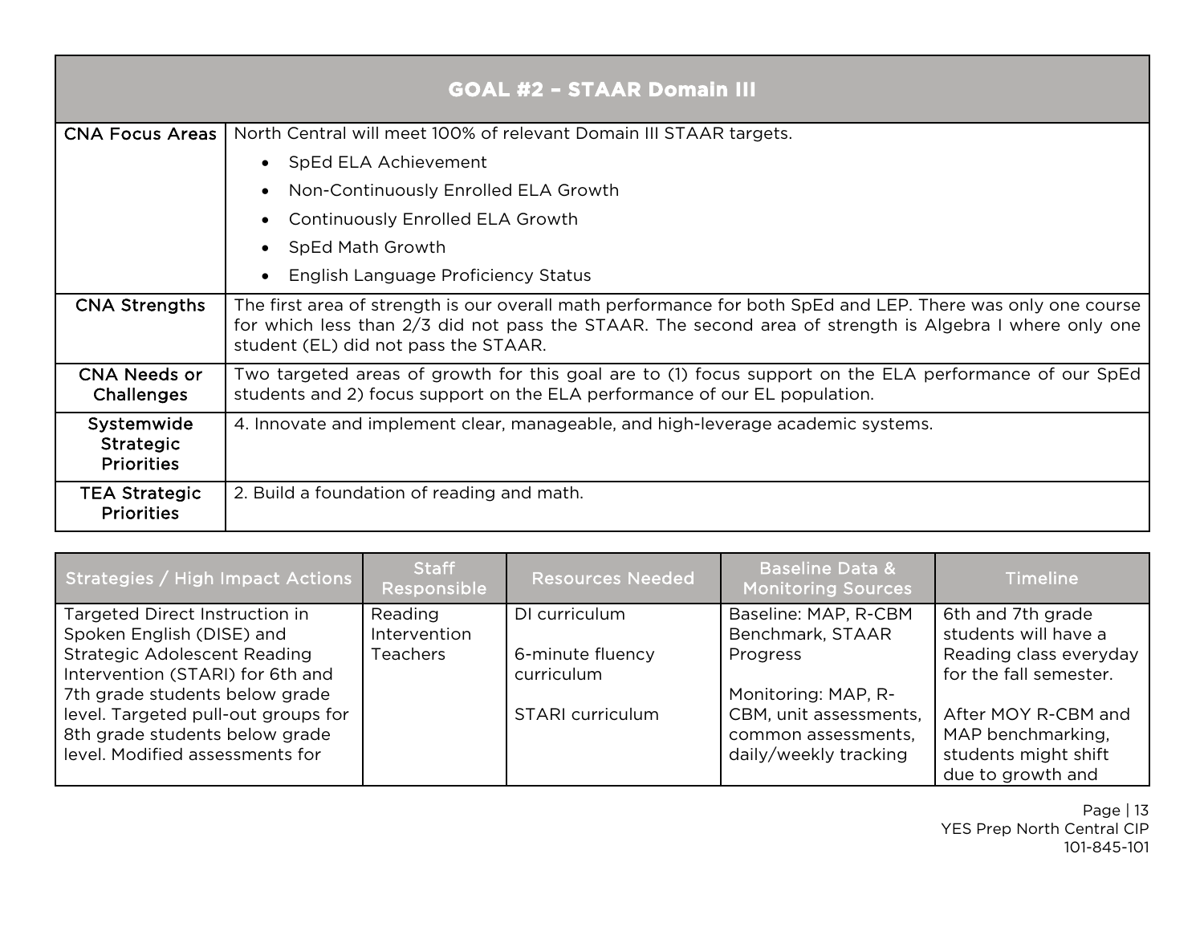| GOAL #2 – STAAR Domain III | |
|---|---|
| CNA Focus Areas | North Central will meet 100% of relevant Domain III STAAR targets.<br>• SpEd ELA Achievement<br>• Non-Continuously Enrolled ELA Growth<br>• Continuously Enrolled ELA Growth<br>• SpEd Math Growth<br>• English Language Proficiency Status |
| CNA Strengths | The first area of strength is our overall math performance for both SpEd and LEP. There was only one course for which less than 2/3 did not pass the STAAR. The second area of strength is Algebra I where only one student (EL) did not pass the STAAR. |
| CNA Needs or Challenges | Two targeted areas of growth for this goal are to (1) focus support on the ELA performance of our SpEd students and 2) focus support on the ELA performance of our EL population. |
| Systemwide Strategic Priorities | 4. Innovate and implement clear, manageable, and high-leverage academic systems. |
| TEA Strategic Priorities | 2. Build a foundation of reading and math. |

| Strategies / High Impact Actions | Staff Responsible | Resources Needed | Baseline Data & Monitoring Sources | Timeline |
|---|---|---|---|---|
| Targeted Direct Instruction in Spoken English (DISE) and Strategic Adolescent Reading Intervention (STARI) for 6th and 7th grade students below grade level. Targeted pull-out groups for 8th grade students below grade level. Modified assessments for | Reading Intervention Teachers | DI curriculum<br><br>6-minute fluency curriculum<br><br>STARI curriculum | Baseline: MAP, R-CBM Benchmark, STAAR Progress<br><br>Monitoring: MAP, R-CBM, unit assessments, common assessments, daily/weekly tracking | 6th and 7th grade students will have a Reading class everyday for the fall semester.<br><br>After MOY R-CBM and MAP benchmarking, students might shift due to growth and |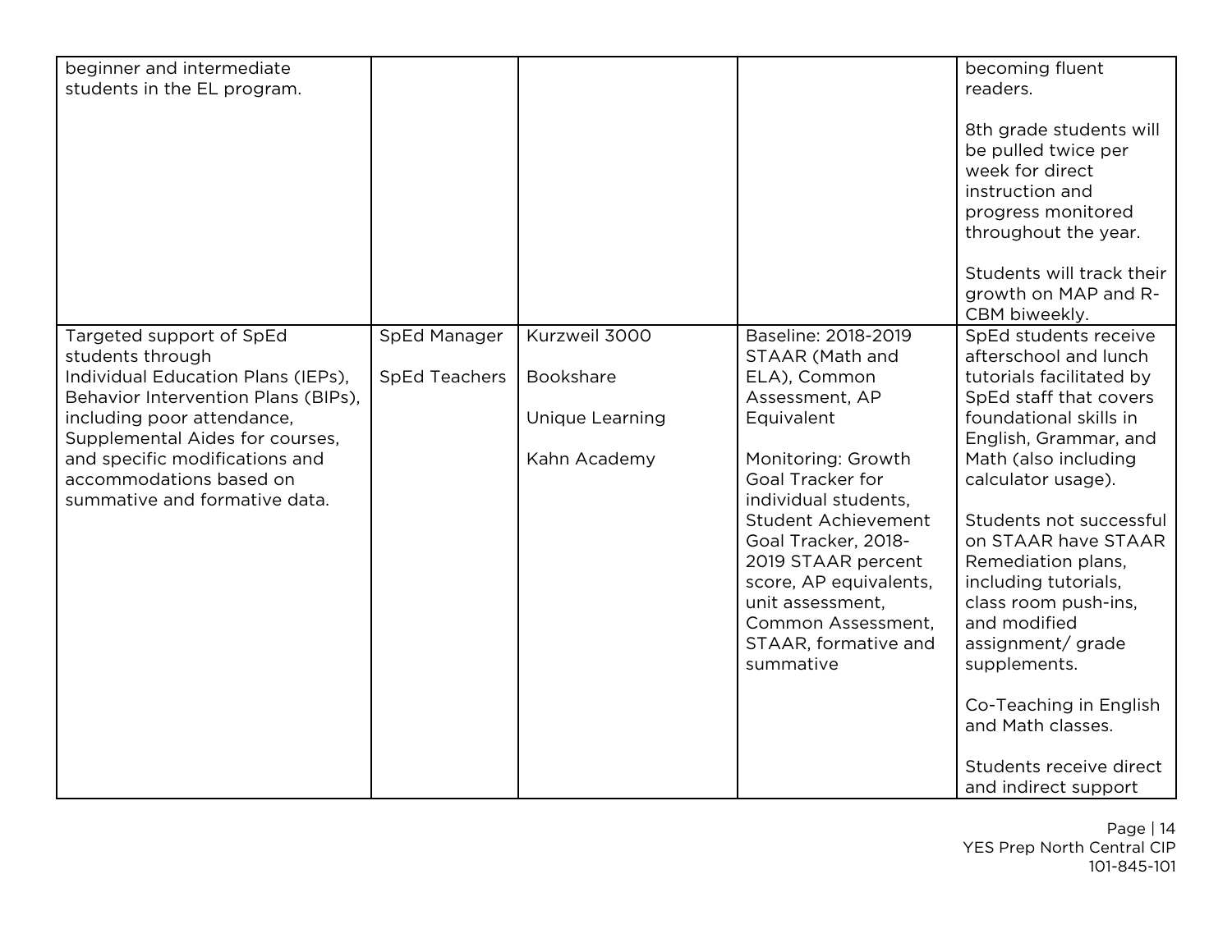| | | | | |
|---|---|---|---|---|
| beginner and intermediate students in the EL program. | | | | becoming fluent readers.<br><br>8th grade students will be pulled twice per week for direct instruction and progress monitored throughout the year.<br><br>Students will track their growth on MAP and R-CBM biweekly. |
| Targeted support of SpEd students through Individual Education Plans (IEPs), Behavior Intervention Plans (BIPs), including poor attendance, Supplemental Aides for courses, and specific modifications and accommodations based on summative and formative data. | SpEd Manager<br><br>SpEd Teachers | Kurzweil 3000<br><br>Bookshare<br><br>Unique Learning<br><br>Kahn Academy | Baseline: 2018-2019 STAAR (Math and ELA), Common Assessment, AP Equivalent<br><br>Monitoring: Growth Goal Tracker for individual students, Student Achievement Goal Tracker, 2018-2019 STAAR percent score, AP equivalents, unit assessment, Common Assessment, STAAR, formative and summative | SpEd students receive afterschool and lunch tutorials facilitated by SpEd staff that covers foundational skills in English, Grammar, and Math (also including calculator usage).<br><br>Students not successful on STAAR have STAAR Remediation plans, including tutorials, class room push-ins, and modified assignment/ grade supplements.<br><br>Co-Teaching in English and Math classes.<br><br>Students receive direct and indirect support |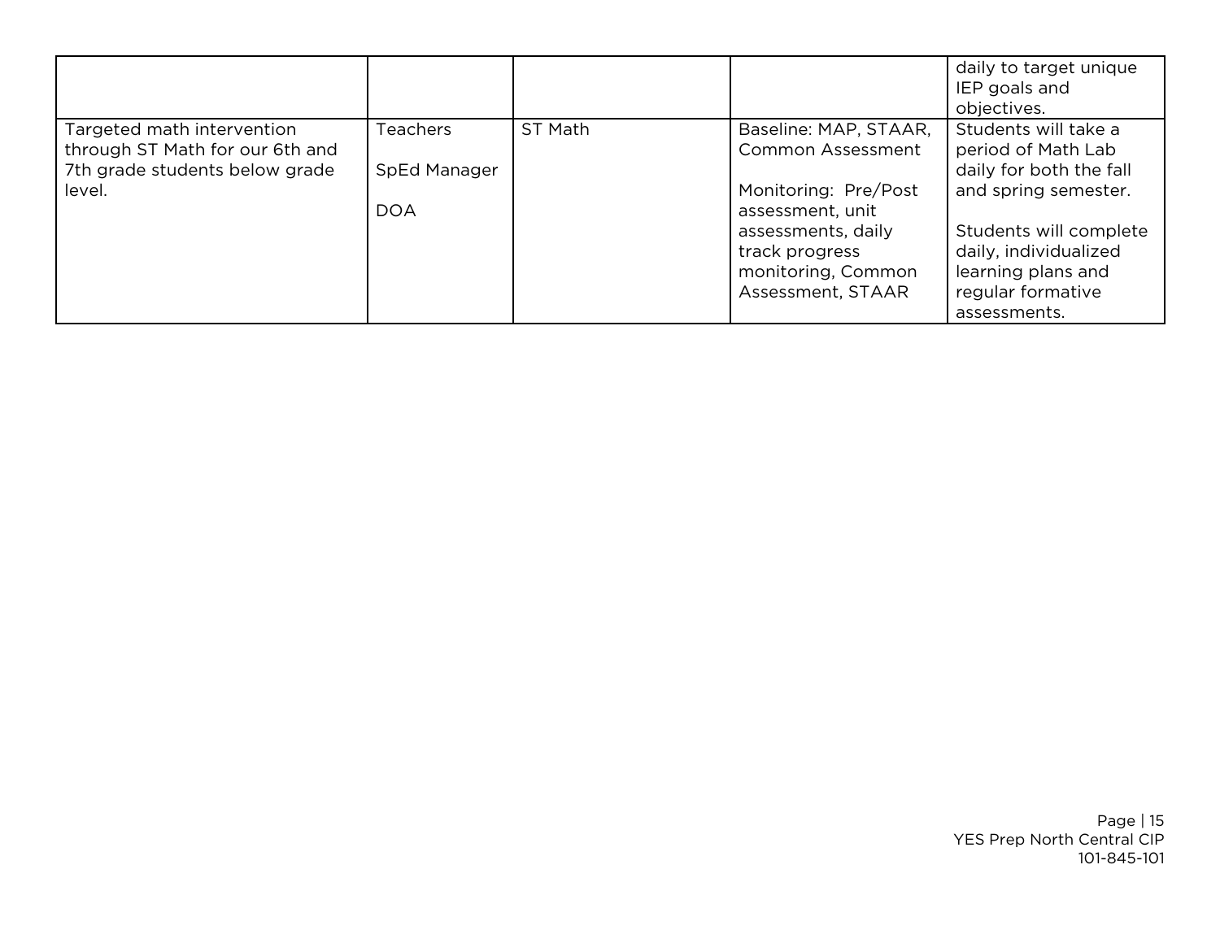| | | | | |
|---|---|---|---|---|
| | | | | daily to target unique IEP goals and objectives. |
| Targeted math intervention through ST Math for our 6th and 7th grade students below grade level. | Teachers<br><br>SpEd Manager<br><br>DOA | ST Math | Baseline: MAP, STAAR, Common Assessment<br><br>Monitoring: Pre/Post assessment, unit assessments, daily track progress monitoring, Common Assessment, STAAR | Students will take a period of Math Lab daily for both the fall and spring semester.<br><br>Students will complete daily, individualized learning plans and regular formative assessments. |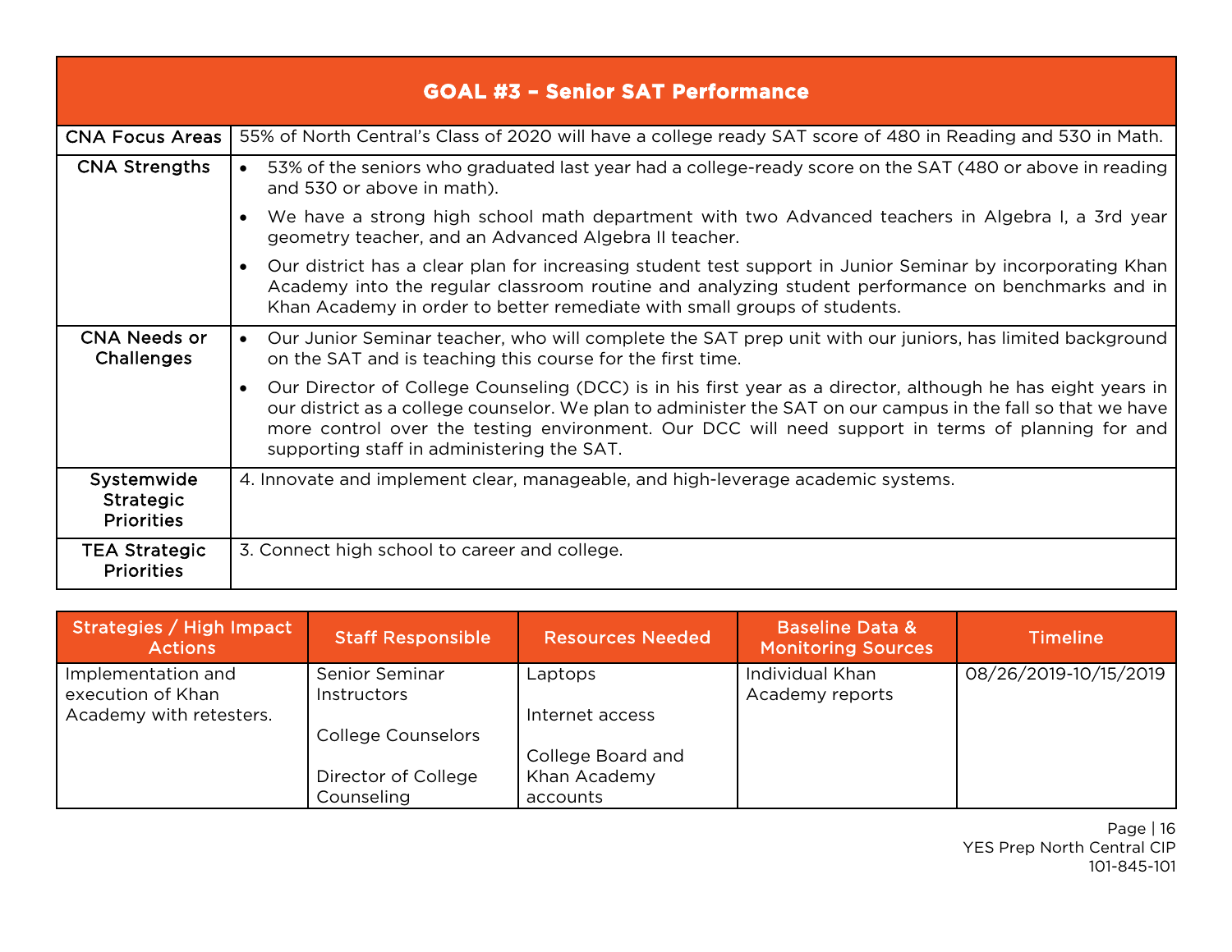| GOAL #3 – Senior SAT Performance | |
|---|---|
| CNA Focus Areas | 55% of North Central's Class of 2020 will have a college ready SAT score of 480 in Reading and 530 in Math. |
| CNA Strengths | • 53% of the seniors who graduated last year had a college-ready score on the SAT (480 or above in reading and 530 or above in math).<br>• We have a strong high school math department with two Advanced teachers in Algebra I, a 3rd year geometry teacher, and an Advanced Algebra II teacher.<br>• Our district has a clear plan for increasing student test support in Junior Seminar by incorporating Khan Academy into the regular classroom routine and analyzing student performance on benchmarks and in Khan Academy in order to better remediate with small groups of students. |
| CNA Needs or Challenges | • Our Junior Seminar teacher, who will complete the SAT prep unit with our juniors, has limited background on the SAT and is teaching this course for the first time.<br>• Our Director of College Counseling (DCC) is in his first year as a director, although he has eight years in our district as a college counselor. We plan to administer the SAT on our campus in the fall so that we have more control over the testing environment. Our DCC will need support in terms of planning for and supporting staff in administering the SAT. |
| Systemwide Strategic Priorities | 4. Innovate and implement clear, manageable, and high-leverage academic systems. |
| TEA Strategic Priorities | 3. Connect high school to career and college. |

| Strategies / High Impact Actions | Staff Responsible | Resources Needed | Baseline Data & Monitoring Sources | Timeline |
|---|---|---|---|---|
| Implementation and execution of Khan Academy with retesters. | Senior Seminar Instructors<br><br>College Counselors<br><br>Director of College Counseling | Laptops<br><br>Internet access<br><br>College Board and Khan Academy accounts | Individual Khan Academy reports | 08/26/2019-10/15/2019 |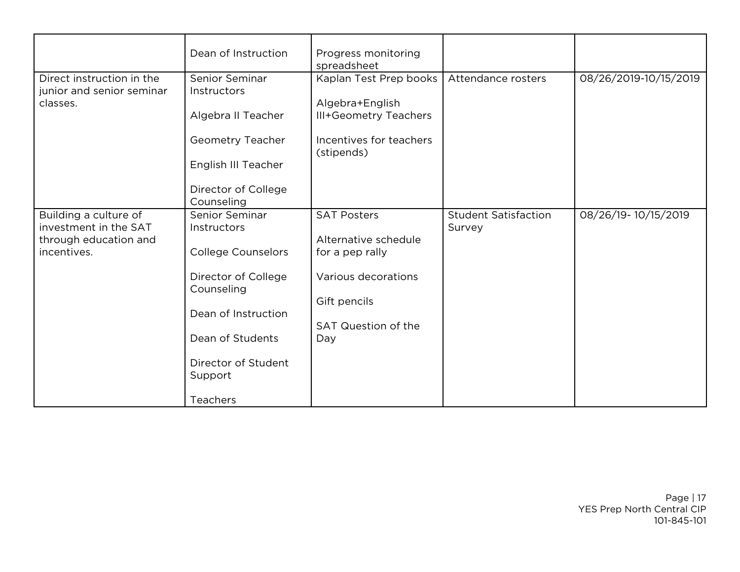| | | | | |
|---|---|---|---|---|
| | Dean of Instruction | Progress monitoring spreadsheet | | |
| Direct instruction in the junior and senior seminar classes. | Senior Seminar Instructors<br><br>Algebra II Teacher<br><br>Geometry Teacher<br><br>English III Teacher<br><br>Director of College Counseling | Kaplan Test Prep books<br><br>Algebra+English III+Geometry Teachers<br><br>Incentives for teachers (stipends) | Attendance rosters | 08/26/2019-10/15/2019 |
| Building a culture of investment in the SAT through education and incentives. | Senior Seminar Instructors<br><br>College Counselors<br><br>Director of College Counseling<br><br>Dean of Instruction<br><br>Dean of Students<br><br>Director of Student Support<br><br>Teachers | SAT Posters<br><br>Alternative schedule for a pep rally<br><br>Various decorations<br><br>Gift pencils<br><br>SAT Question of the Day | Student Satisfaction Survey | 08/26/19- 10/15/2019 |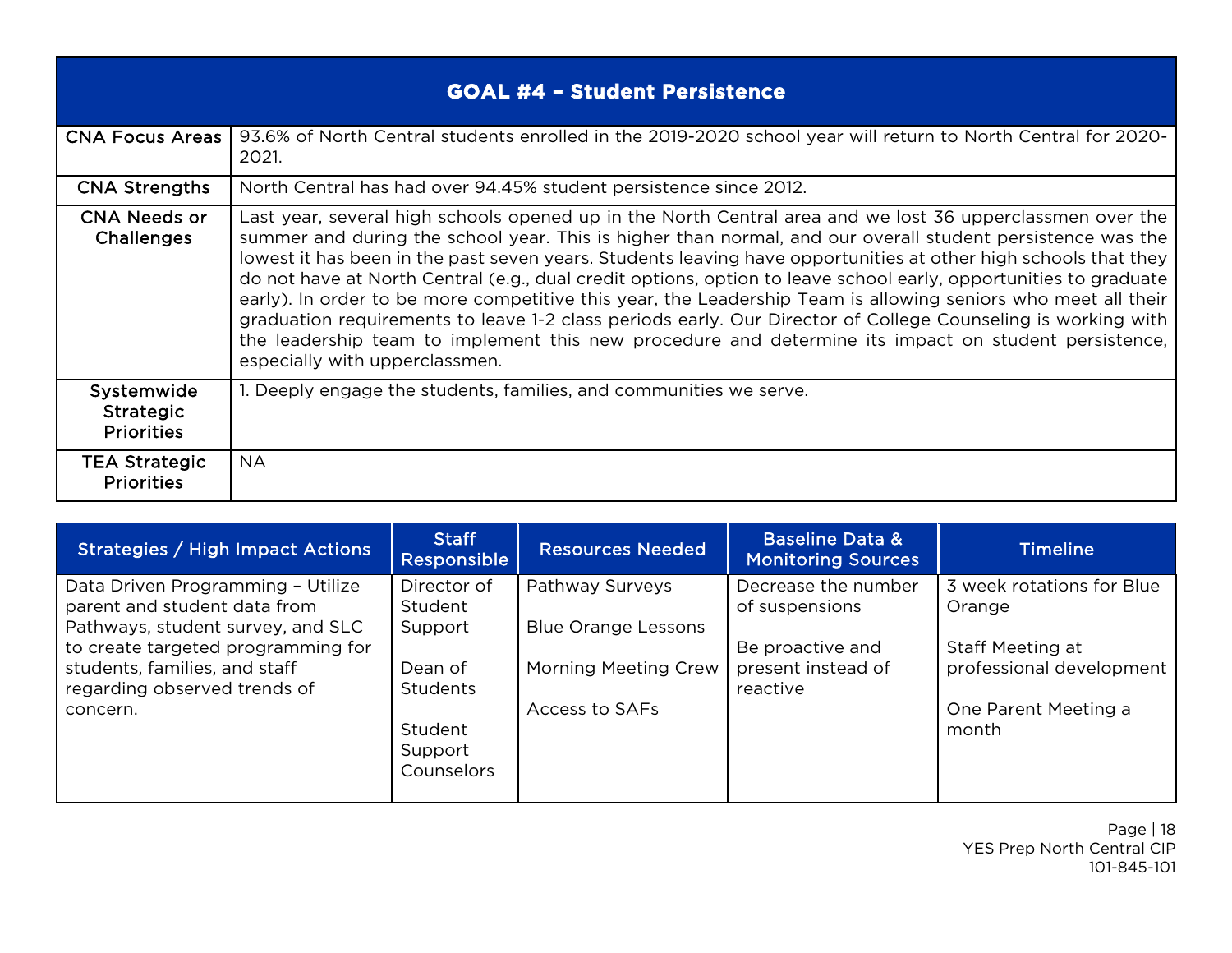## GOAL #4 – Student Persistence

| | |
|---|---|
| CNA Focus Areas | 93.6% of North Central students enrolled in the 2019-2020 school year will return to North Central for 2020-2021. |
| CNA Strengths | North Central has had over 94.45% student persistence since 2012. |
| CNA Needs or Challenges | Last year, several high schools opened up in the North Central area and we lost 36 upperclassmen over the summer and during the school year. This is higher than normal, and our overall student persistence was the lowest it has been in the past seven years. Students leaving have opportunities at other high schools that they do not have at North Central (e.g., dual credit options, option to leave school early, opportunities to graduate early). In order to be more competitive this year, the Leadership Team is allowing seniors who meet all their graduation requirements to leave 1-2 class periods early. Our Director of College Counseling is working with the leadership team to implement this new procedure and determine its impact on student persistence, especially with upperclassmen. |
| Systemwide Strategic Priorities | 1. Deeply engage the students, families, and communities we serve. |
| TEA Strategic Priorities | NA |

| Strategies / High Impact Actions | Staff Responsible | Resources Needed | Baseline Data & Monitoring Sources | Timeline |
|---|---|---|---|---|
| Data Driven Programming – Utilize parent and student data from Pathways, student survey, and SLC to create targeted programming for students, families, and staff regarding observed trends of concern. | Director of Student Support<br><br>Dean of Students<br><br>Student Support Counselors | Pathway Surveys<br><br>Blue Orange Lessons<br><br>Morning Meeting Crew<br><br>Access to SAFs | Decrease the number of suspensions<br><br>Be proactive and present instead of reactive | 3 week rotations for Blue Orange<br><br>Staff Meeting at professional development<br><br>One Parent Meeting a month |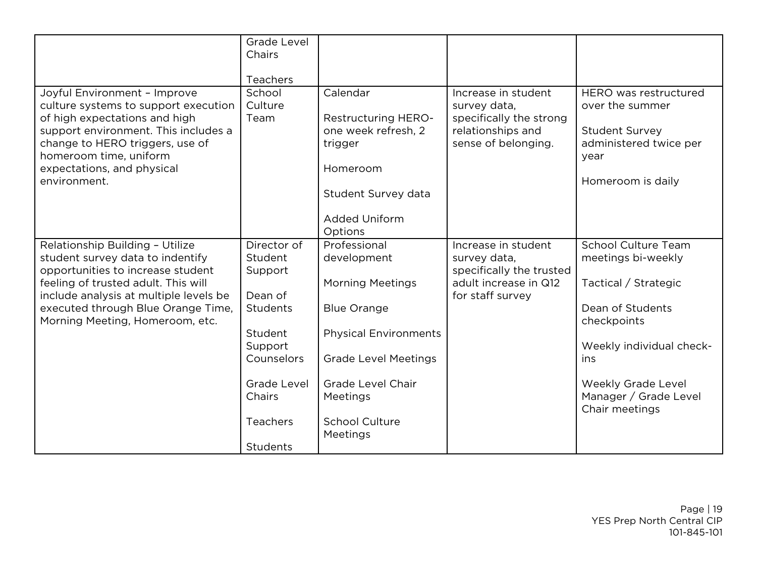| | | | | |
|---|---|---|---|---|
| | Grade Level Chairs<br><br>Teachers | | | |
| Joyful Environment – Improve culture systems to support execution of high expectations and high support environment. This includes a change to HERO triggers, use of homeroom time, uniform expectations, and physical environment. | School Culture Team | Calendar<br><br>Restructuring HERO- one week refresh, 2 trigger<br><br>Homeroom<br><br>Student Survey data<br><br>Added Uniform Options | Increase in student survey data, specifically the strong relationships and sense of belonging. | HERO was restructured over the summer<br><br>Student Survey administered twice per year<br><br>Homeroom is daily |
| Relationship Building – Utilize student survey data to indentify opportunities to increase student feeling of trusted adult. This will include analysis at multiple levels be executed through Blue Orange Time, Morning Meeting, Homeroom, etc. | Director of Student Support<br><br>Dean of Students<br><br>Student Support Counselors<br><br>Grade Level Chairs<br><br>Teachers<br><br>Students | Professional development<br><br>Morning Meetings<br><br>Blue Orange<br><br>Physical Environments<br><br>Grade Level Meetings<br><br>Grade Level Chair Meetings<br><br>School Culture Meetings | Increase in student survey data, specifically the trusted adult increase in Q12 for staff survey | School Culture Team meetings bi-weekly<br><br>Tactical / Strategic<br><br>Dean of Students checkpoints<br><br>Weekly individual check-ins<br><br>Weekly Grade Level Manager / Grade Level Chair meetings |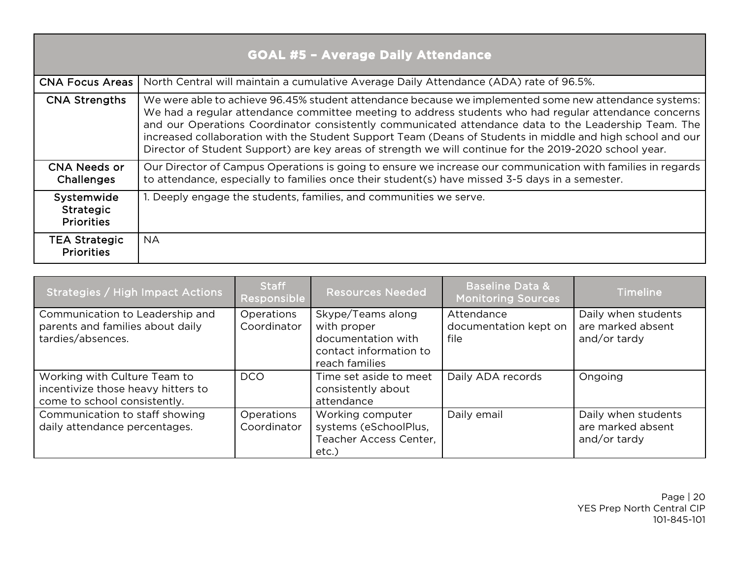## GOAL #5 – Average Daily Attendance

| | |
|---|---|
| CNA Focus Areas | North Central will maintain a cumulative Average Daily Attendance (ADA) rate of 96.5%. |
| CNA Strengths | We were able to achieve 96.45% student attendance because we implemented some new attendance systems: We had a regular attendance committee meeting to address students who had regular attendance concerns and our Operations Coordinator consistently communicated attendance data to the Leadership Team. The increased collaboration with the Student Support Team (Deans of Students in middle and high school and our Director of Student Support) are key areas of strength we will continue for the 2019-2020 school year. |
| CNA Needs or Challenges | Our Director of Campus Operations is going to ensure we increase our communication with families in regards to attendance, especially to families once their student(s) have missed 3-5 days in a semester. |
| Systemwide Strategic Priorities | 1. Deeply engage the students, families, and communities we serve. |
| TEA Strategic Priorities | NA |

| Strategies / High Impact Actions | Staff Responsible | Resources Needed | Baseline Data & Monitoring Sources | Timeline |
|---|---|---|---|---|
| Communication to Leadership and parents and families about daily tardies/absences. | Operations Coordinator | Skype/Teams along with proper documentation with contact information to reach families | Attendance documentation kept on file | Daily when students are marked absent and/or tardy |
| Working with Culture Team to incentivize those heavy hitters to come to school consistently. | DCO | Time set aside to meet consistently about attendance | Daily ADA records | Ongoing |
| Communication to staff showing daily attendance percentages. | Operations Coordinator | Working computer systems (eSchoolPlus, Teacher Access Center, etc.) | Daily email | Daily when students are marked absent and/or tardy |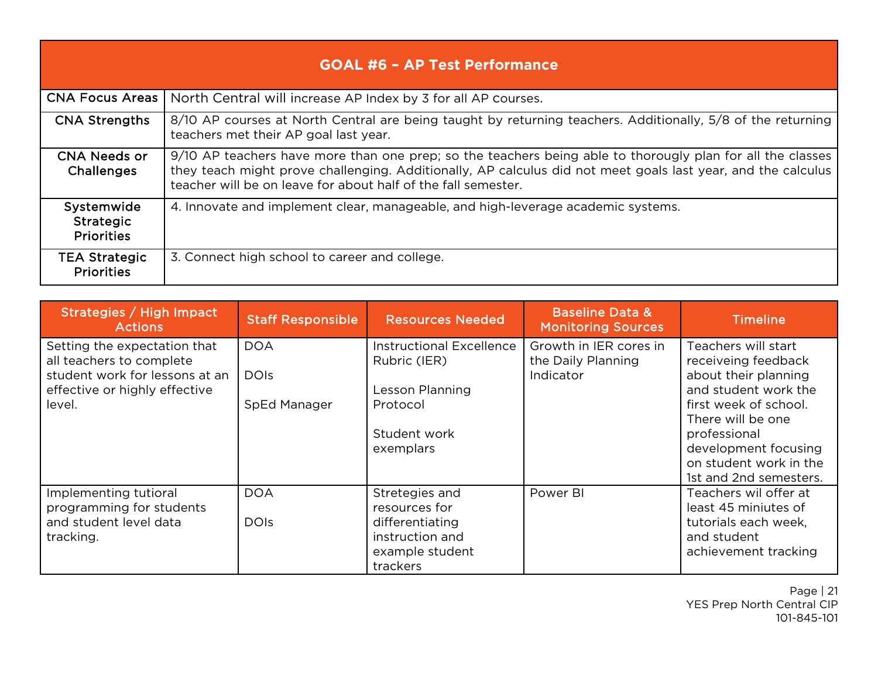| GOAL #6 – AP Test Performance | |
|---|---|
| CNA Focus Areas | North Central will increase AP Index by 3 for all AP courses. |
| CNA Strengths | 8/10 AP courses at North Central are being taught by returning teachers. Additionally, 5/8 of the returning teachers met their AP goal last year. |
| CNA Needs or Challenges | 9/10 AP teachers have more than one prep; so the teachers being able to thorougly plan for all the classes they teach might prove challenging. Additionally, AP calculus did not meet goals last year, and the calculus teacher will be on leave for about half of the fall semester. |
| Systemwide Strategic Priorities | 4. Innovate and implement clear, manageable, and high-leverage academic systems. |
| TEA Strategic Priorities | 3. Connect high school to career and college. |

| Strategies / High Impact Actions | Staff Responsible | Resources Needed | Baseline Data & Monitoring Sources | Timeline |
|---|---|---|---|---|
| Setting the expectation that all teachers to complete student work for lessons at an effective or highly effective level. | DOA<br><br>DOIs<br><br>SpEd Manager | Instructional Excellence Rubric (IER)<br><br>Lesson Planning Protocol<br><br>Student work exemplars | Growth in IER cores in the Daily Planning Indicator | Teachers will start receiveing feedback about their planning and student work the first week of school. There will be one professional development focusing on student work in the 1st and 2nd semesters. |
| Implementing tutioral programming for students and student level data tracking. | DOA<br><br>DOIs | Stretegies and resources for differentiating instruction and example student trackers | Power BI | Teachers wil offer at least 45 miniutes of tutorials each week, and student achievement tracking |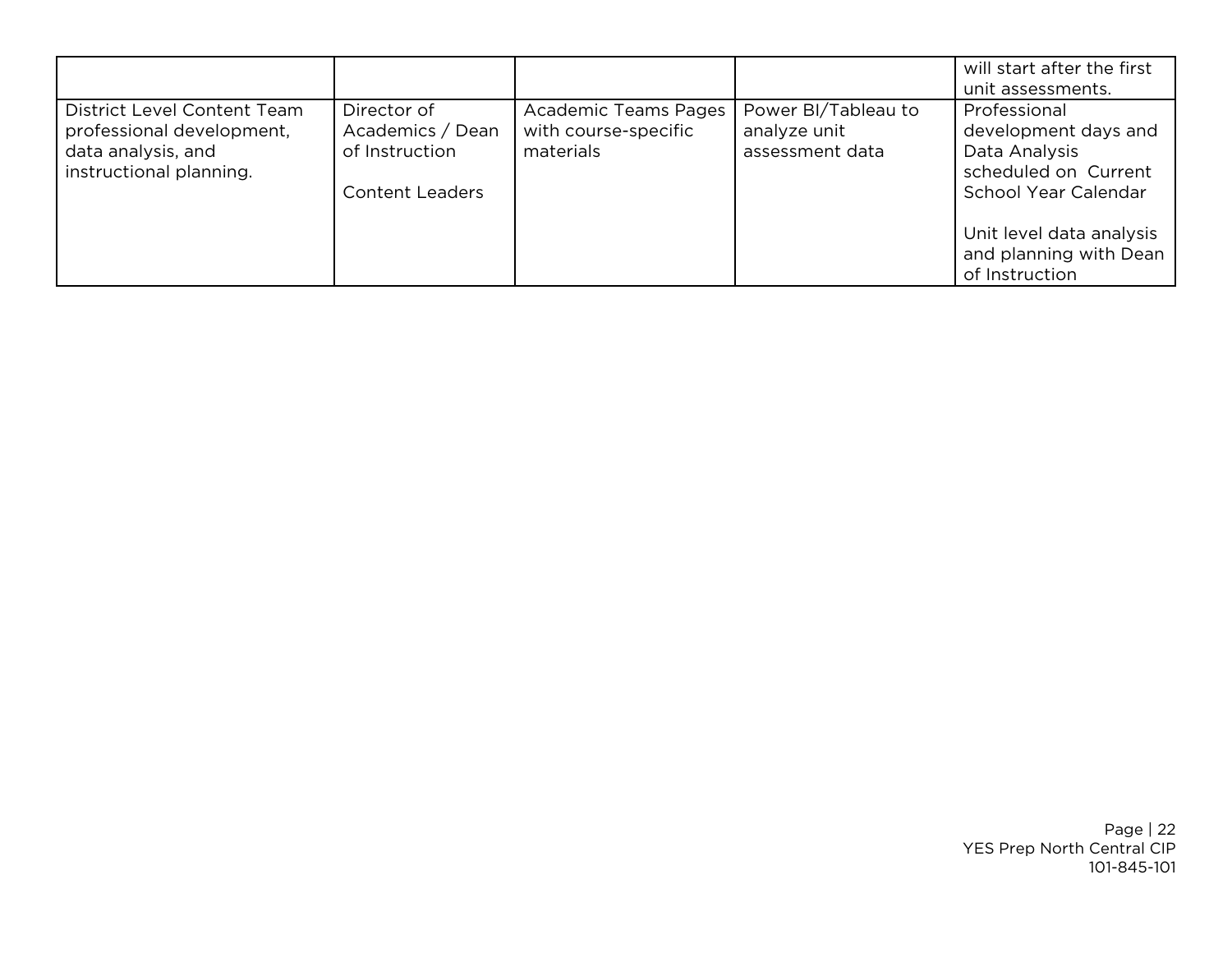| | | | | |
|---|---|---|---|---|
| | | | | will start after the first unit assessments. |
| District Level Content Team professional development, data analysis, and instructional planning. | Director of Academics / Dean of Instruction<br><br>Content Leaders | Academic Teams Pages with course-specific materials | Power BI/Tableau to analyze unit assessment data | Professional development days and Data Analysis scheduled on Current School Year Calendar<br><br>Unit level data analysis and planning with Dean of Instruction |